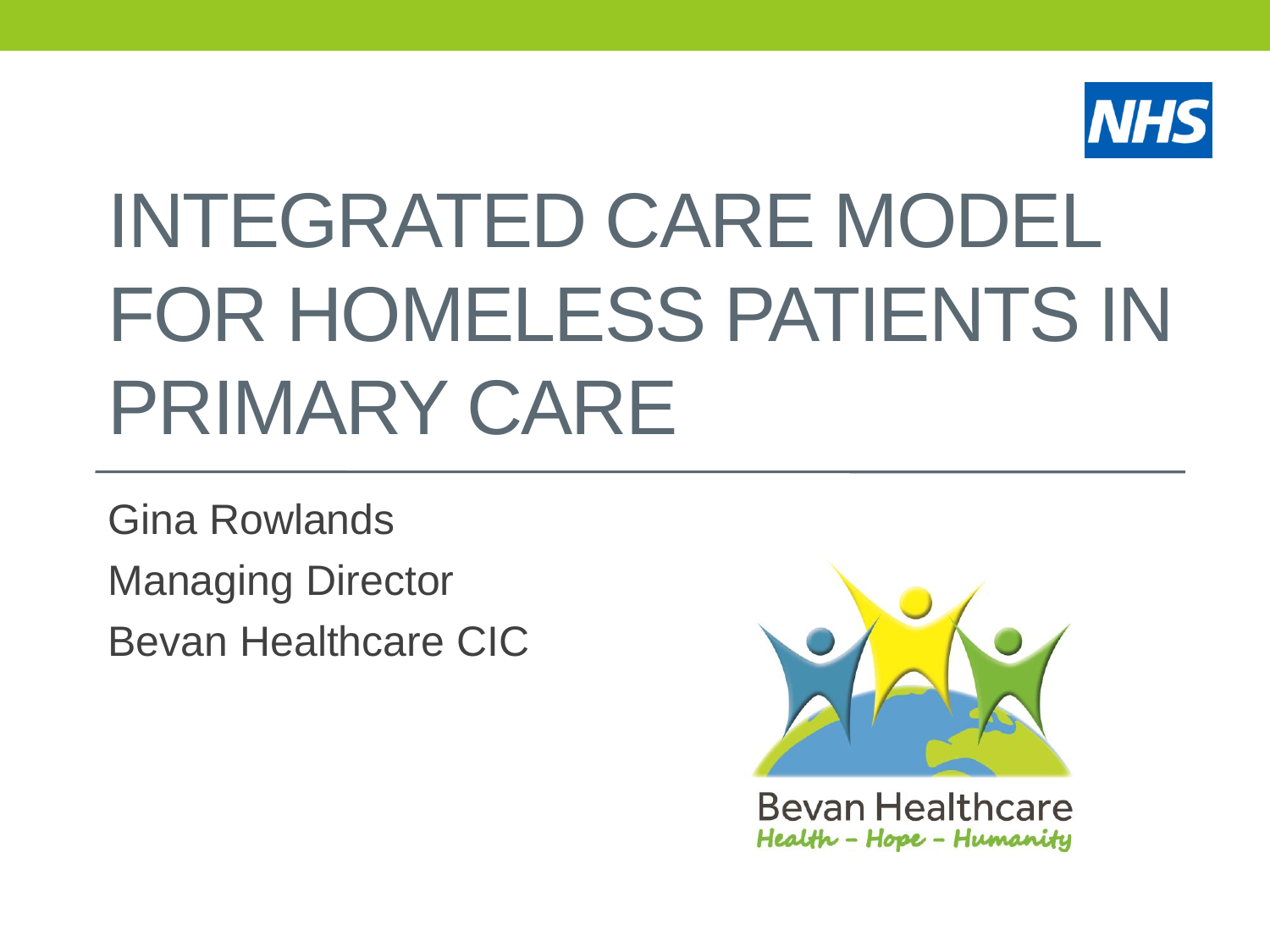# INTEGRATED CARE MODEL FOR HOMELESS PATIENTS IN PRIMARY CARE

Gina Rowlands

Managing Director

Bevan Healthcare CIC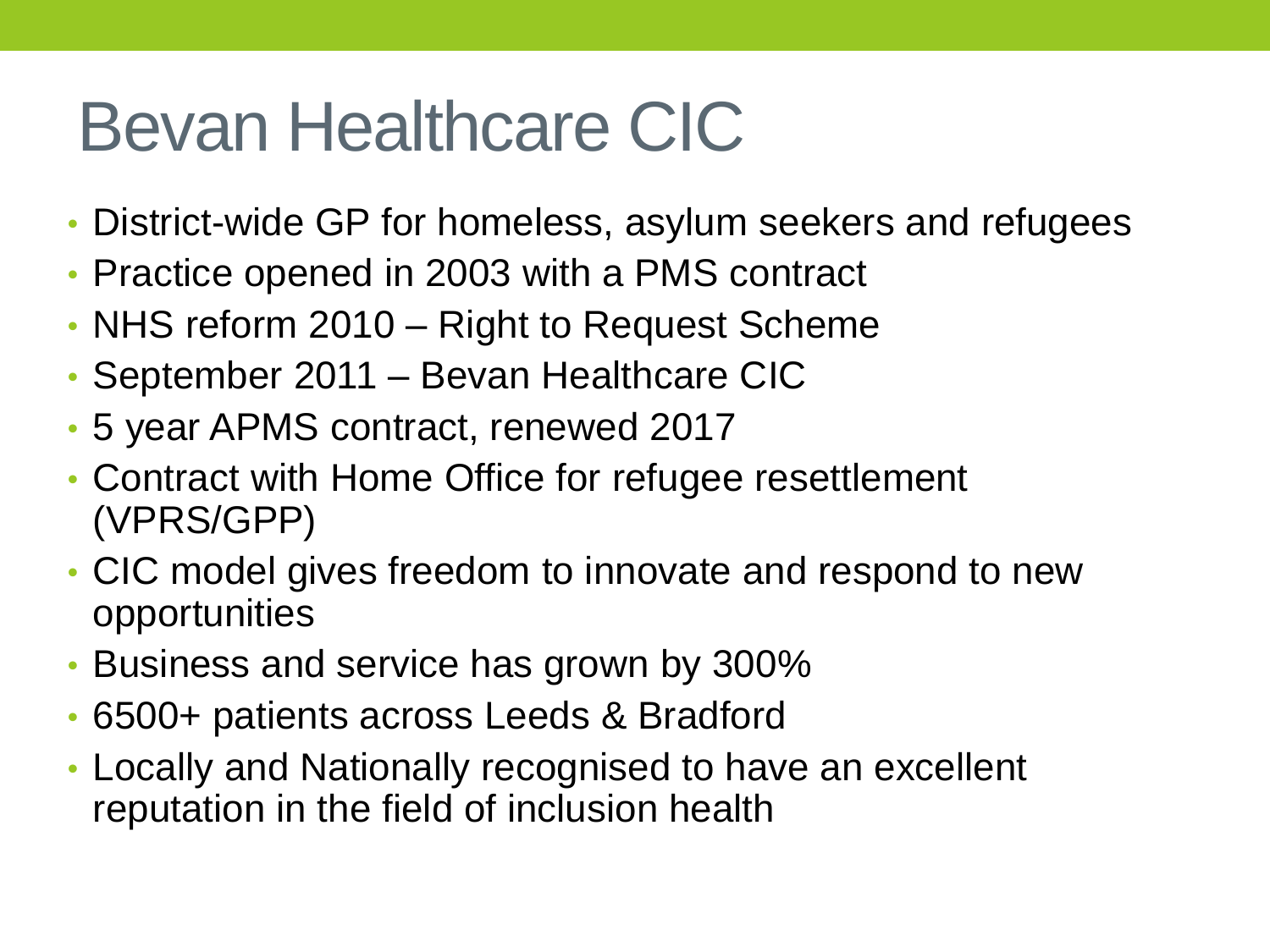# Bevan Healthcare CIC

- District-wide GP for homeless, asylum seekers and refugees
- Practice opened in 2003 with a PMS contract
- NHS reform 2010 – Right to Request Scheme
- September 2011 – Bevan Healthcare CIC
- 5 year APMS contract, renewed 2017
- Contract with Home Office for refugee resettlement (VPRS/GPP)
- CIC model gives freedom to innovate and respond to new opportunities
- Business and service has grown by 300%
- 6500+ patients across Leeds & Bradford
- Locally and Nationally recognised to have an excellent reputation in the field of inclusion health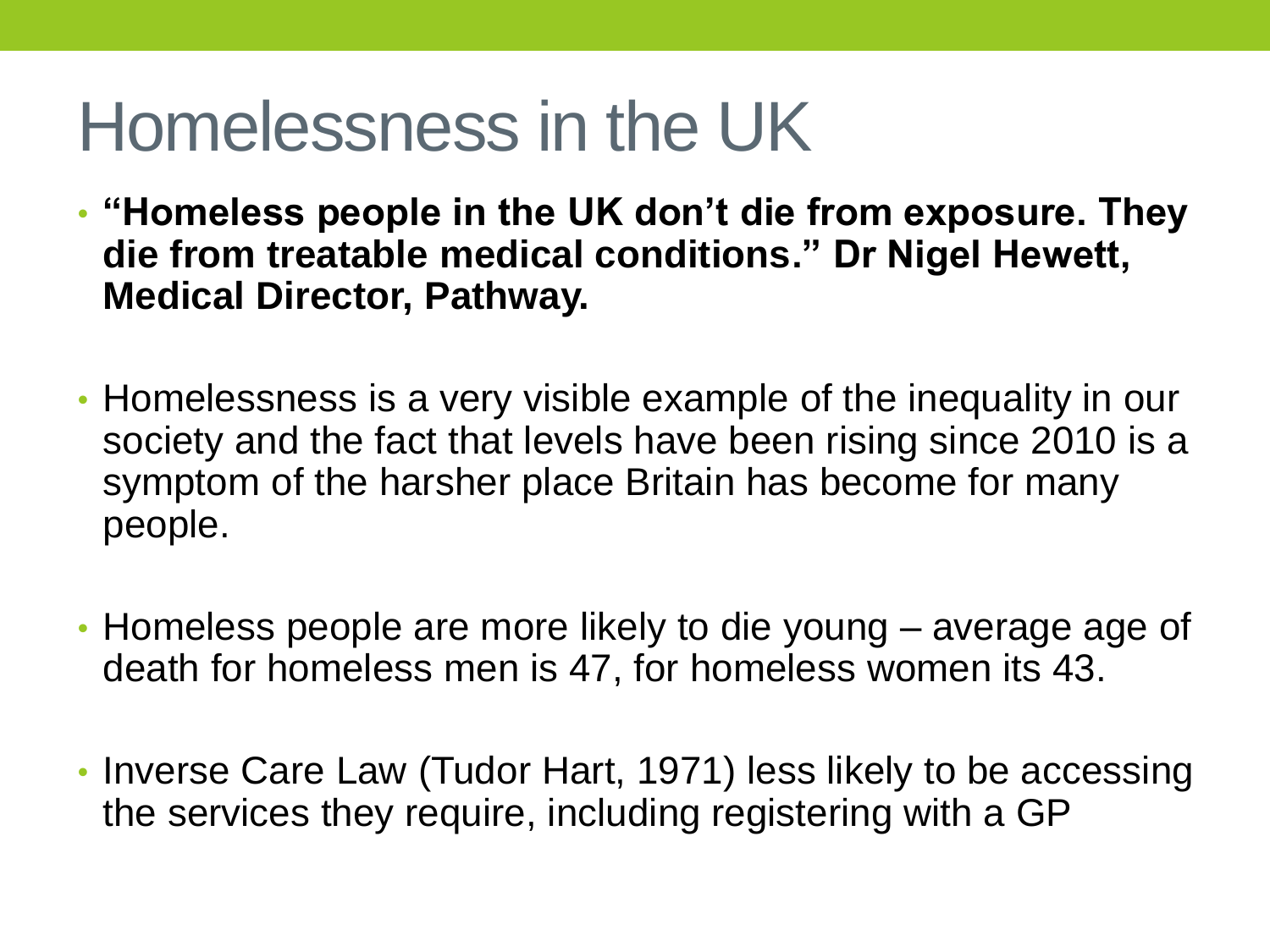# Homelessness in the UK

- **"Homeless people in the UK don't die from exposure. They die from treatable medical conditions." Dr Nigel Hewett, Medical Director, Pathway.**
- Homelessness is a very visible example of the inequality in our society and the fact that levels have been rising since 2010 is a symptom of the harsher place Britain has become for many people.
- Homeless people are more likely to die young – average age of death for homeless men is 47, for homeless women its 43.
- Inverse Care Law (Tudor Hart, 1971) less likely to be accessing the services they require, including registering with a GP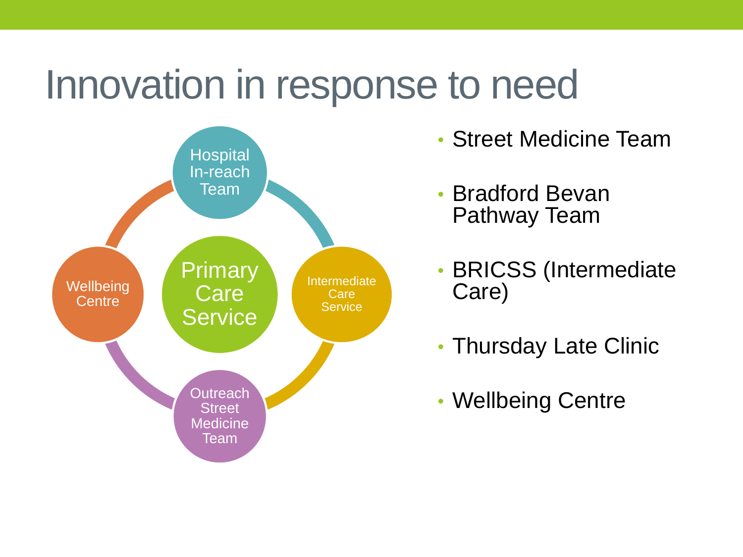# Innovation in response to need

- Primary Care Service
- Hospital In-reach Team
- Intermediate Care Service
- Outreach Street Medicine Team
- Wellbeing Centre

---

- Street Medicine Team
- Bradford Bevan Pathway Team
- BRICSS (Intermediate Care)
- Thursday Late Clinic
- Wellbeing Centre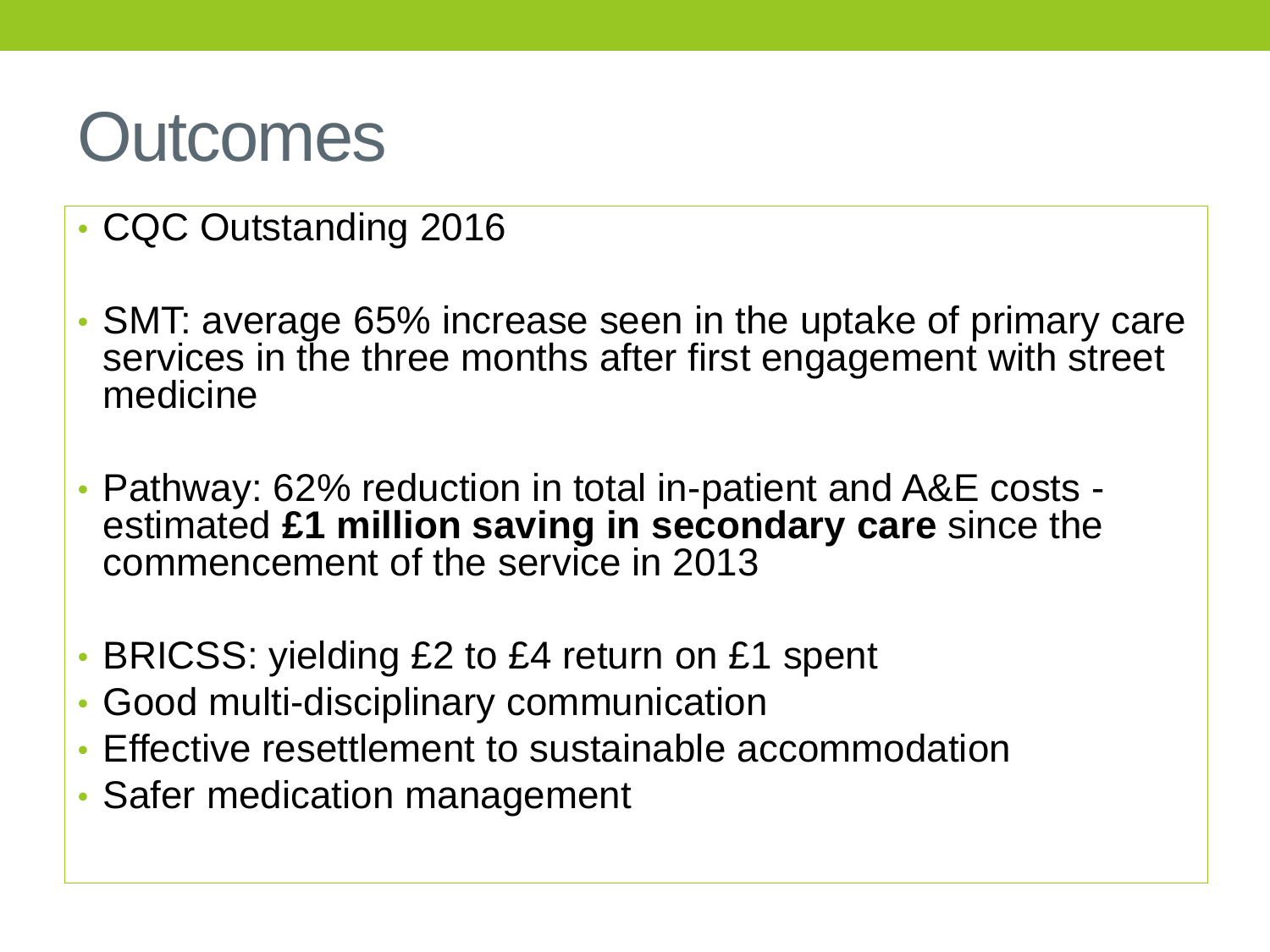# Outcomes

- CQC Outstanding 2016
- SMT: average 65% increase seen in the uptake of primary care services in the three months after first engagement with street medicine
- Pathway: 62% reduction in total in-patient and A&E costs - estimated **£1 million saving in secondary care** since the commencement of the service in 2013
- BRICSS: yielding £2 to £4 return on £1 spent
- Good multi-disciplinary communication
- Effective resettlement to sustainable accommodation
- Safer medication management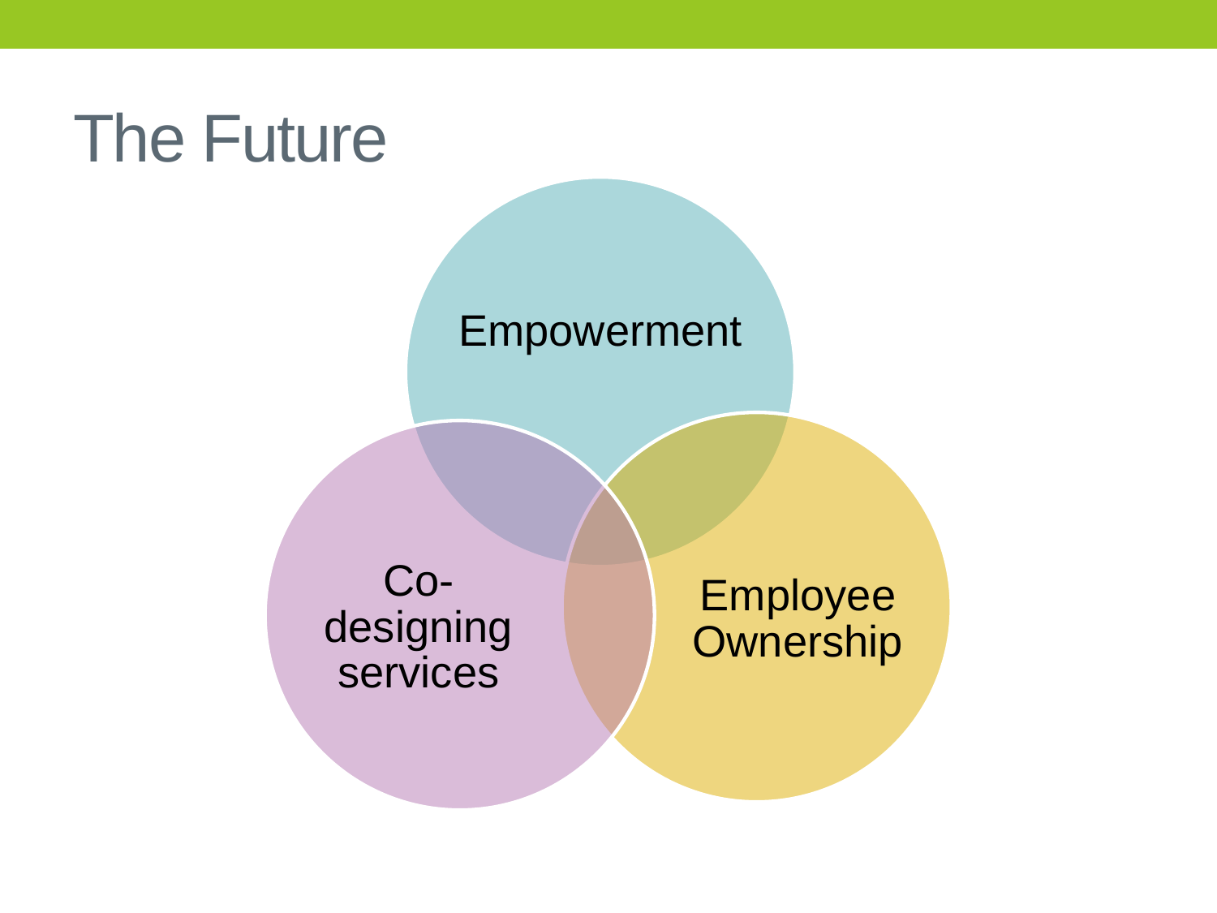# The Future

Empowerment

Co-designing services

Employee Ownership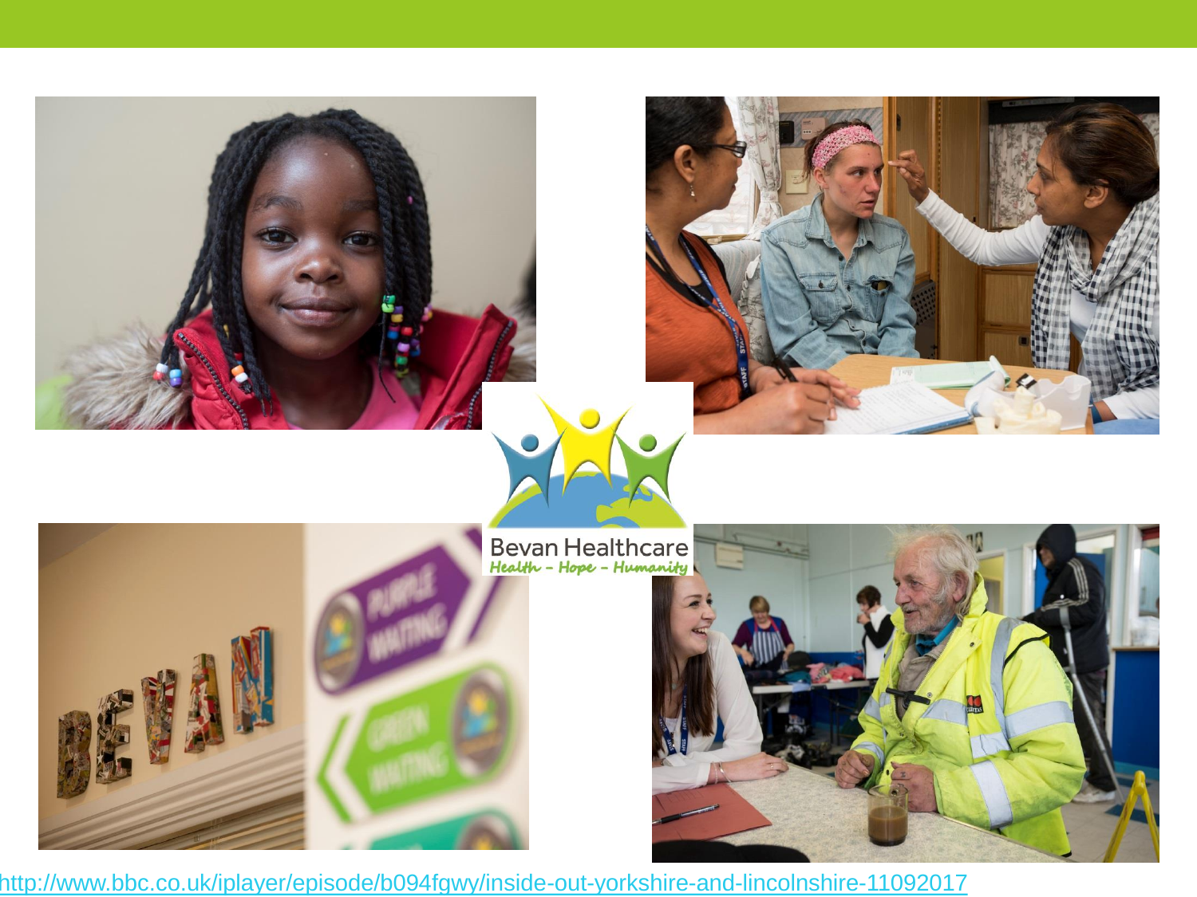Bevan Healthcare

*Health - Hope - Humanity*

http://www.bbc.co.uk/iplayer/episode/b094fgwy/inside-out-yorkshire-and-lincolnshire-11092017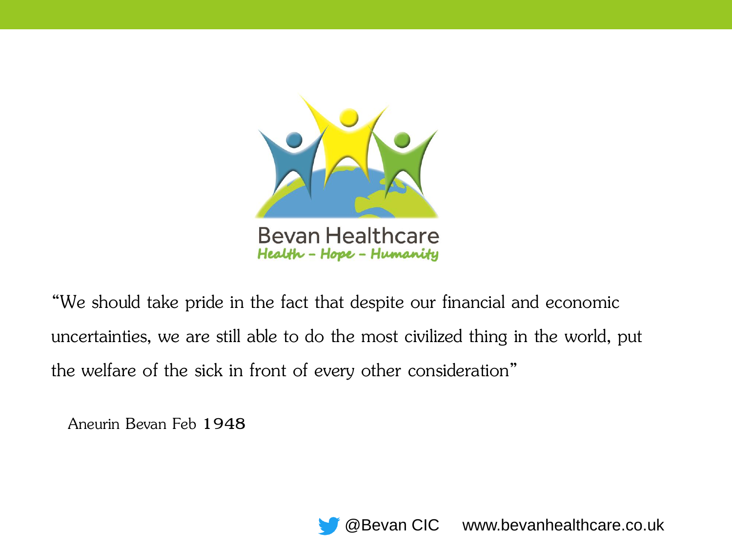Bevan Healthcare

*Health – Hope – Humanity*

“We should take pride in the fact that despite our financial and economic uncertainties, we are still able to do the most civilized thing in the world, put the welfare of the sick in front of every other consideration”

Aneurin Bevan Feb 1948

@Bevan CIC www.bevanhealthcare.co.uk